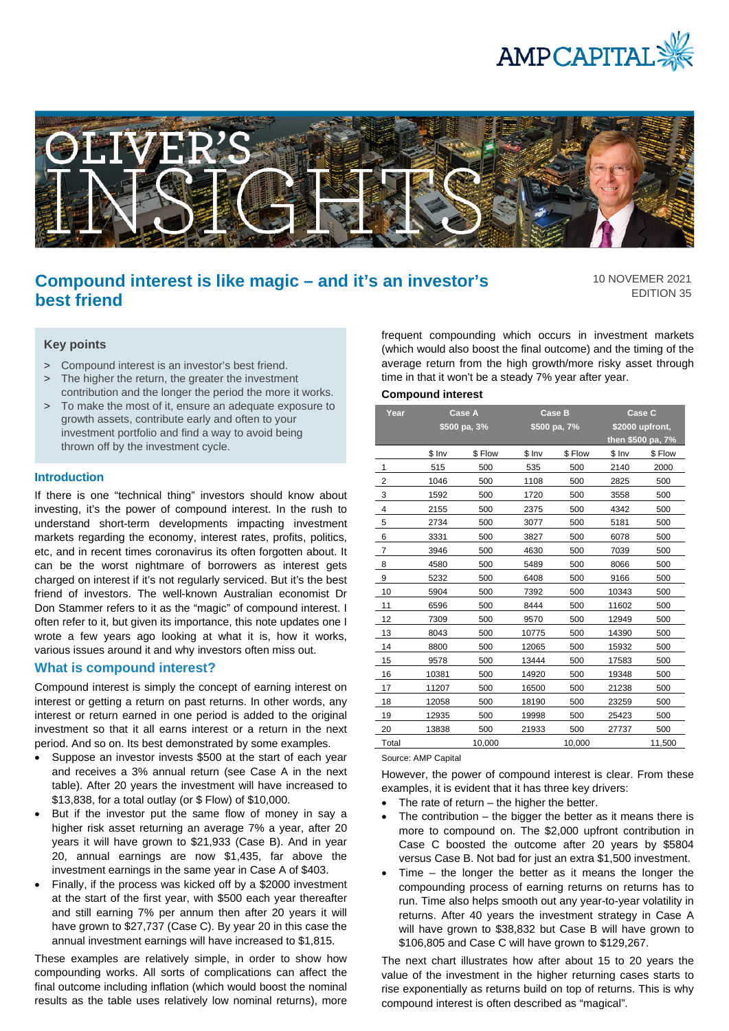# Compound interest is like magic – and it's an investor's best friend

10 NOVEMER 2021
EDITION 35

## Key points

> Compound interest is an investor's best friend.
> The higher the return, the greater the investment contribution and the longer the period the more it works.
> To make the most of it, ensure an adequate exposure to growth assets, contribute early and often to your investment portfolio and find a way to avoid being thrown off by the investment cycle.

## Introduction

If there is one "technical thing" investors should know about investing, it's the power of compound interest. In the rush to understand short-term developments impacting investment markets regarding the economy, interest rates, profits, politics, etc, and in recent times coronavirus its often forgotten about. It can be the worst nightmare of borrowers as interest gets charged on interest if it's not regularly serviced. But it's the best friend of investors. The well-known Australian economist Dr Don Stammer refers to it as the "magic" of compound interest. I often refer to it, but given its importance, this note updates one I wrote a few years ago looking at what it is, how it works, various issues around it and why investors often miss out.

## What is compound interest?

Compound interest is simply the concept of earning interest on interest or getting a return on past returns. In other words, any interest or return earned in one period is added to the original investment so that it all earns interest or a return in the next period. And so on. Its best demonstrated by some examples.

- Suppose an investor invests $500 at the start of each year and receives a 3% annual return (see Case A in the next table). After 20 years the investment will have increased to $13,838, for a total outlay (or $ Flow) of $10,000.
- But if the investor put the same flow of money in say a higher risk asset returning an average 7% a year, after 20 years it will have grown to $21,933 (Case B). And in year 20, annual earnings are now $1,435, far above the investment earnings in the same year in Case A of $403.
- Finally, if the process was kicked off by a $2000 investment at the start of the first year, with $500 each year thereafter and still earning 7% per annum then after 20 years it will have grown to $27,737 (Case C). By year 20 in this case the annual investment earnings will have increased to $1,815.

These examples are relatively simple, in order to show how compounding works. All sorts of complications can affect the final outcome including inflation (which would boost the nominal results as the table uses relatively low nominal returns), more frequent compounding which occurs in investment markets (which would also boost the final outcome) and the timing of the average return from the high growth/more risky asset through time in that it won't be a steady 7% year after year.

**Compound interest**

| Year | Case A $500 pa, 3% | | Case B $500 pa, 7% | | Case C $2000 upfront, then $500 pa, 7% | |
|---|---|---|---|---|---|---|
| | $ Inv | $ Flow | $ Inv | $ Flow | $ Inv | $ Flow |
| 1 | 515 | 500 | 535 | 500 | 2140 | 2000 |
| 2 | 1046 | 500 | 1108 | 500 | 2825 | 500 |
| 3 | 1592 | 500 | 1720 | 500 | 3558 | 500 |
| 4 | 2155 | 500 | 2375 | 500 | 4342 | 500 |
| 5 | 2734 | 500 | 3077 | 500 | 5181 | 500 |
| 6 | 3331 | 500 | 3827 | 500 | 6078 | 500 |
| 7 | 3946 | 500 | 4630 | 500 | 7039 | 500 |
| 8 | 4580 | 500 | 5489 | 500 | 8066 | 500 |
| 9 | 5232 | 500 | 6408 | 500 | 9166 | 500 |
| 10 | 5904 | 500 | 7392 | 500 | 10343 | 500 |
| 11 | 6596 | 500 | 8444 | 500 | 11602 | 500 |
| 12 | 7309 | 500 | 9570 | 500 | 12949 | 500 |
| 13 | 8043 | 500 | 10775 | 500 | 14390 | 500 |
| 14 | 8800 | 500 | 12065 | 500 | 15932 | 500 |
| 15 | 9578 | 500 | 13444 | 500 | 17583 | 500 |
| 16 | 10381 | 500 | 14920 | 500 | 19348 | 500 |
| 17 | 11207 | 500 | 16500 | 500 | 21238 | 500 |
| 18 | 12058 | 500 | 18190 | 500 | 23259 | 500 |
| 19 | 12935 | 500 | 19998 | 500 | 25423 | 500 |
| 20 | 13838 | 500 | 21933 | 500 | 27737 | 500 |
| Total | | 10,000 | | 10,000 | | 11,500 |

Source: AMP Capital

However, the power of compound interest is clear. From these examples, it is evident that it has three key drivers:

- The rate of return – the higher the better.
- The contribution – the bigger the better as it means there is more to compound on. The $2,000 upfront contribution in Case C boosted the outcome after 20 years by $5804 versus Case B. Not bad for just an extra $1,500 investment.
- Time – the longer the better as it means the longer the compounding process of earning returns on returns has to run. Time also helps smooth out any year-to-year volatility in returns. After 40 years the investment strategy in Case A will have grown to $38,832 but Case B will have grown to $106,805 and Case C will have grown to $129,267.

The next chart illustrates how after about 15 to 20 years the value of the investment in the higher returning cases starts to rise exponentially as returns build on top of returns. This is why compound interest is often described as "magical".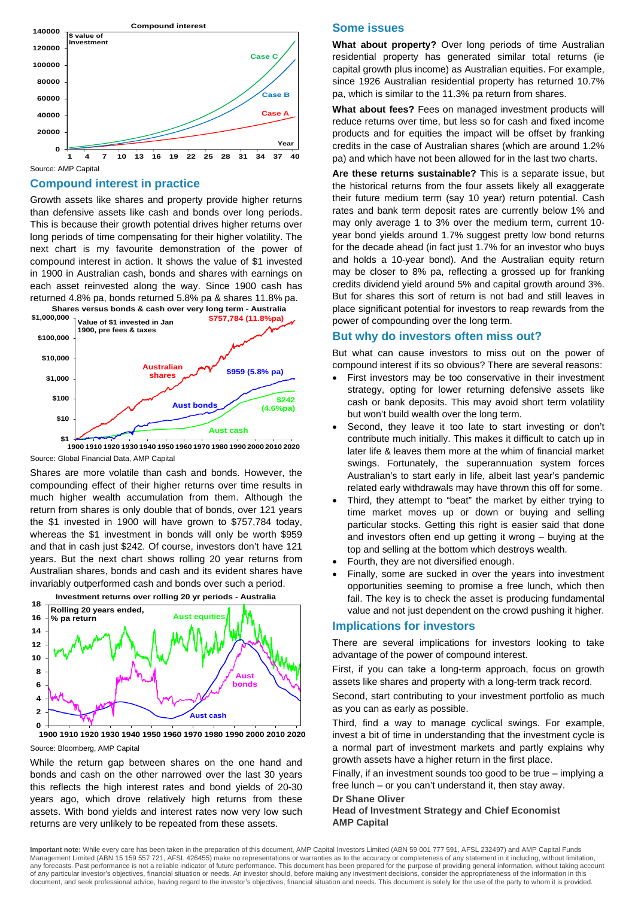Compound interest

$ value of investment

140000
120000
100000
80000
60000
40000
20000
0

Case C
Case B
Case A

Year

1 4 7 10 13 16 19 22 25 28 31 34 37 40

Source: AMP Capital

## Compound interest in practice

Growth assets like shares and property provide higher returns than defensive assets like cash and bonds over long periods. This is because their growth potential drives higher returns over long periods of time compensating for their higher volatility. The next chart is my favourite demonstration of the power of compound interest in action. It shows the value of $1 invested in 1900 in Australian cash, bonds and shares with earnings on each asset reinvested along the way. Since 1900 cash has returned 4.8% pa, bonds returned 5.8% pa & shares 11.8% pa.

Shares versus bonds & cash over very long term - Australia

Value of $1 invested in Jan 1900, pre fees & taxes

$1,000,000
$100,000
$10,000
$1,000
$100
$10
$1

$757,784 (11.8%pa)

Australian shares

$959 (5.8% pa)

Aust bonds

$242 (4.6%pa)

Aust cash

1900 1910 1920 1930 1940 1950 1960 1970 1980 1990 2000 2010 2020

Source: Global Financial Data, AMP Capital

Shares are more volatile than cash and bonds. However, the compounding effect of their higher returns over time results in much higher wealth accumulation from them. Although the return from shares is only double that of bonds, over 121 years the $1 invested in 1900 will have grown to $757,784 today, whereas the $1 investment in bonds will only be worth $959 and that in cash just $242. Of course, investors don't have 121 years. But the next chart shows rolling 20 year returns from Australian shares, bonds and cash and its evident shares have invariably outperformed cash and bonds over such a period.

Investment returns over rolling 20 yr periods - Australia

Rolling 20 years ended, % pa return

18
16
14
12
10
8
6
4
2
0

Aust equities

Aust bonds

Aust cash

1900 1910 1920 1930 1940 1950 1960 1970 1980 1990 2000 2010 2020

Source: Bloomberg, AMP Capital

While the return gap between shares on the one hand and bonds and cash on the other narrowed over the last 30 years this reflects the high interest rates and bond yields of 20-30 years ago, which drove relatively high returns from these assets. With bond yields and interest rates now very low such returns are very unlikely to be repeated from these assets.

## Some issues

**What about property?** Over long periods of time Australian residential property has generated similar total returns (ie capital growth plus income) as Australian equities. For example, since 1926 Australian residential property has returned 10.7% pa, which is similar to the 11.3% pa return from shares.

**What about fees?** Fees on managed investment products will reduce returns over time, but less so for cash and fixed income products and for equities the impact will be offset by franking credits in the case of Australian shares (which are around 1.2% pa) and which have not been allowed for in the last two charts.

**Are these returns sustainable?** This is a separate issue, but the historical returns from the four assets likely all exaggerate their future medium term (say 10 year) return potential. Cash rates and bank term deposit rates are currently below 1% and may only average 1 to 3% over the medium term, current 10-year bond yields around 1.7% suggest pretty low bond returns for the decade ahead (in fact just 1.7% for an investor who buys and holds a 10-year bond). And the Australian equity return may be closer to 8% pa, reflecting a grossed up for franking credits dividend yield around 5% and capital growth around 3%. But for shares this sort of return is not bad and still leaves in place significant potential for investors to reap rewards from the power of compounding over the long term.

## But why do investors often miss out?

But what can cause investors to miss out on the power of compound interest if its so obvious? There are several reasons:

- First investors may be too conservative in their investment strategy, opting for lower returning defensive assets like cash or bank deposits. This may avoid short term volatility but won't build wealth over the long term.
- Second, they leave it too late to start investing or don't contribute much initially. This makes it difficult to catch up in later life & leaves them more at the whim of financial market swings. Fortunately, the superannuation system forces Australian's to start early in life, albeit last year's pandemic related early withdrawals may have thrown this off for some.
- Third, they attempt to "beat" the market by either trying to time market moves up or down or buying and selling particular stocks. Getting this right is easier said that done and investors often end up getting it wrong – buying at the top and selling at the bottom which destroys wealth.
- Fourth, they are not diversified enough.
- Finally, some are sucked in over the years into investment opportunities seeming to promise a free lunch, which then fail. The key is to check the asset is producing fundamental value and not just dependent on the crowd pushing it higher.

## Implications for investors

There are several implications for investors looking to take advantage of the power of compound interest.

First, if you can take a long-term approach, focus on growth assets like shares and property with a long-term track record.

Second, start contributing to your investment portfolio as much as you can as early as possible.

Third, find a way to manage cyclical swings. For example, invest a bit of time in understanding that the investment cycle is a normal part of investment markets and partly explains why growth assets have a higher return in the first place.

Finally, if an investment sounds too good to be true – implying a free lunch – or you can't understand it, then stay away.

**Dr Shane Oliver**
**Head of Investment Strategy and Chief Economist**
**AMP Capital**

**Important note:** While every care has been taken in the preparation of this document, AMP Capital Investors Limited (ABN 59 001 777 591, AFSL 232497) and AMP Capital Funds Management Limited (ABN 15 159 557 721, AFSL 426455) make no representations or warranties as to the accuracy or completeness of any statement in it including, without limitation, any forecasts. Past performance is not a reliable indicator of future performance. This document has been prepared for the purpose of providing general information, without taking account of any particular investor's objectives, financial situation or needs. An investor should, before making any investment decisions, consider the appropriateness of the information in this document, and seek professional advice, having regard to the investor's objectives, financial situation and needs. This document is solely for the use of the party to whom it is provided.